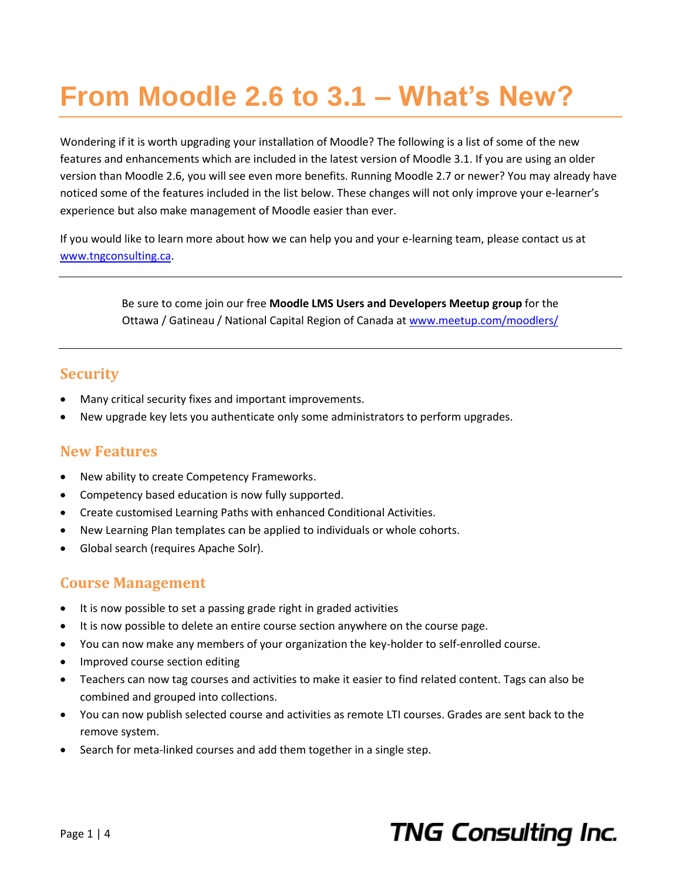# From Moodle 2.6 to 3.1 – What's New?

Wondering if it is worth upgrading your installation of Moodle? The following is a list of some of the new features and enhancements which are included in the latest version of Moodle 3.1. If you are using an older version than Moodle 2.6, you will see even more benefits. Running Moodle 2.7 or newer? You may already have noticed some of the features included in the list below. These changes will not only improve your e-learner's experience but also make management of Moodle easier than ever.

If you would like to learn more about how we can help you and your e-learning team, please contact us at [www.tngconsulting.ca](http://www.tngconsulting.ca).

---

Be sure to come join our free **Moodle LMS Users and Developers Meetup group** for the Ottawa / Gatineau / National Capital Region of Canada at [www.meetup.com/moodlers/](http://www.meetup.com/moodlers/)

---

## Security

- Many critical security fixes and important improvements.
- New upgrade key lets you authenticate only some administrators to perform upgrades.

## New Features

- New ability to create Competency Frameworks.
- Competency based education is now fully supported.
- Create customised Learning Paths with enhanced Conditional Activities.
- New Learning Plan templates can be applied to individuals or whole cohorts.
- Global search (requires Apache Solr).

## Course Management

- It is now possible to set a passing grade right in graded activities
- It is now possible to delete an entire course section anywhere on the course page.
- You can now make any members of your organization the key-holder to self-enrolled course.
- Improved course section editing
- Teachers can now tag courses and activities to make it easier to find related content. Tags can also be combined and grouped into collections.
- You can now publish selected course and activities as remote LTI courses. Grades are sent back to the remove system.
- Search for meta-linked courses and add them together in a single step.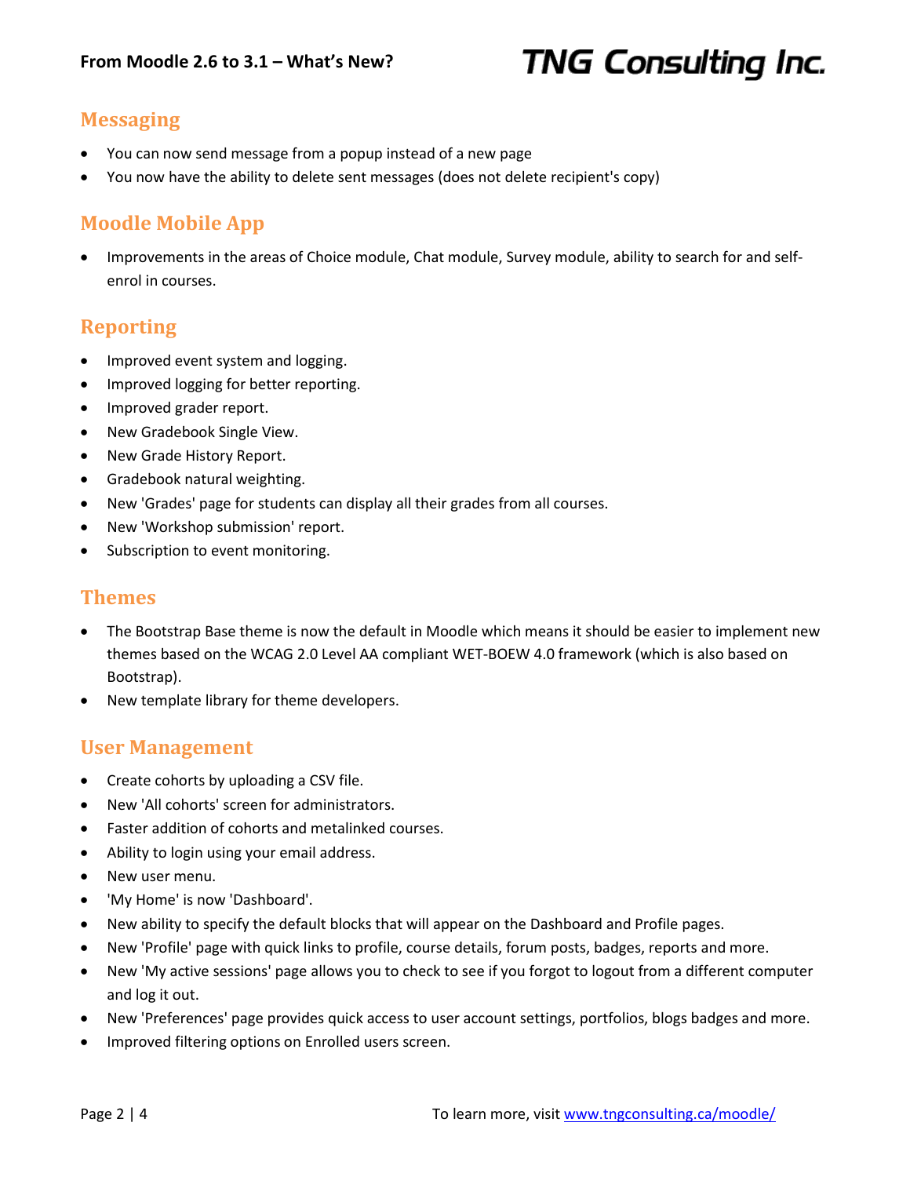## Messaging

- You can now send message from a popup instead of a new page
- You now have the ability to delete sent messages (does not delete recipient's copy)

## Moodle Mobile App

- Improvements in the areas of Choice module, Chat module, Survey module, ability to search for and self-enrol in courses.

## Reporting

- Improved event system and logging.
- Improved logging for better reporting.
- Improved grader report.
- New Gradebook Single View.
- New Grade History Report.
- Gradebook natural weighting.
- New 'Grades' page for students can display all their grades from all courses.
- New 'Workshop submission' report.
- Subscription to event monitoring.

## Themes

- The Bootstrap Base theme is now the default in Moodle which means it should be easier to implement new themes based on the WCAG 2.0 Level AA compliant WET-BOEW 4.0 framework (which is also based on Bootstrap).
- New template library for theme developers.

## User Management

- Create cohorts by uploading a CSV file.
- New 'All cohorts' screen for administrators.
- Faster addition of cohorts and metalinked courses.
- Ability to login using your email address.
- New user menu.
- 'My Home' is now 'Dashboard'.
- New ability to specify the default blocks that will appear on the Dashboard and Profile pages.
- New 'Profile' page with quick links to profile, course details, forum posts, badges, reports and more.
- New 'My active sessions' page allows you to check to see if you forgot to logout from a different computer and log it out.
- New 'Preferences' page provides quick access to user account settings, portfolios, blogs badges and more.
- Improved filtering options on Enrolled users screen.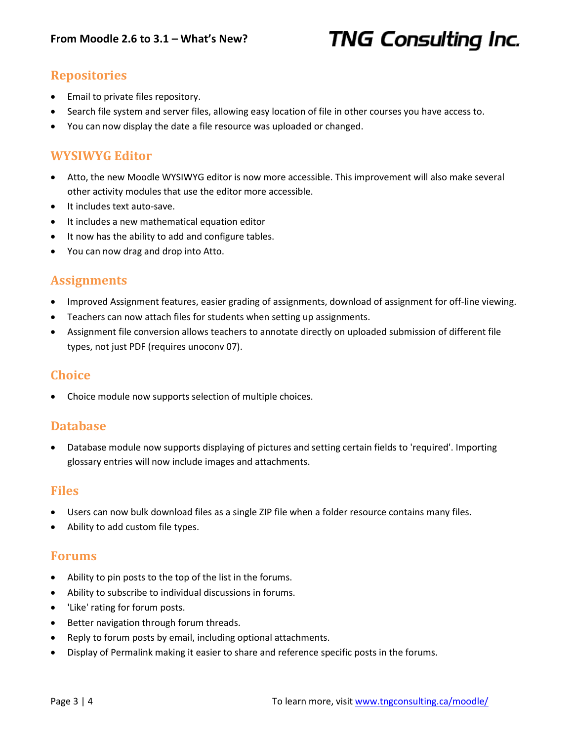## Repositories

- Email to private files repository.
- Search file system and server files, allowing easy location of file in other courses you have access to.
- You can now display the date a file resource was uploaded or changed.

## WYSIWYG Editor

- Atto, the new Moodle WYSIWYG editor is now more accessible. This improvement will also make several other activity modules that use the editor more accessible.
- It includes text auto-save.
- It includes a new mathematical equation editor
- It now has the ability to add and configure tables.
- You can now drag and drop into Atto.

## Assignments

- Improved Assignment features, easier grading of assignments, download of assignment for off-line viewing.
- Teachers can now attach files for students when setting up assignments.
- Assignment file conversion allows teachers to annotate directly on uploaded submission of different file types, not just PDF (requires unoconv 07).

## Choice

- Choice module now supports selection of multiple choices.

## Database

- Database module now supports displaying of pictures and setting certain fields to 'required'. Importing glossary entries will now include images and attachments.

## Files

- Users can now bulk download files as a single ZIP file when a folder resource contains many files.
- Ability to add custom file types.

## Forums

- Ability to pin posts to the top of the list in the forums.
- Ability to subscribe to individual discussions in forums.
- 'Like' rating for forum posts.
- Better navigation through forum threads.
- Reply to forum posts by email, including optional attachments.
- Display of Permalink making it easier to share and reference specific posts in the forums.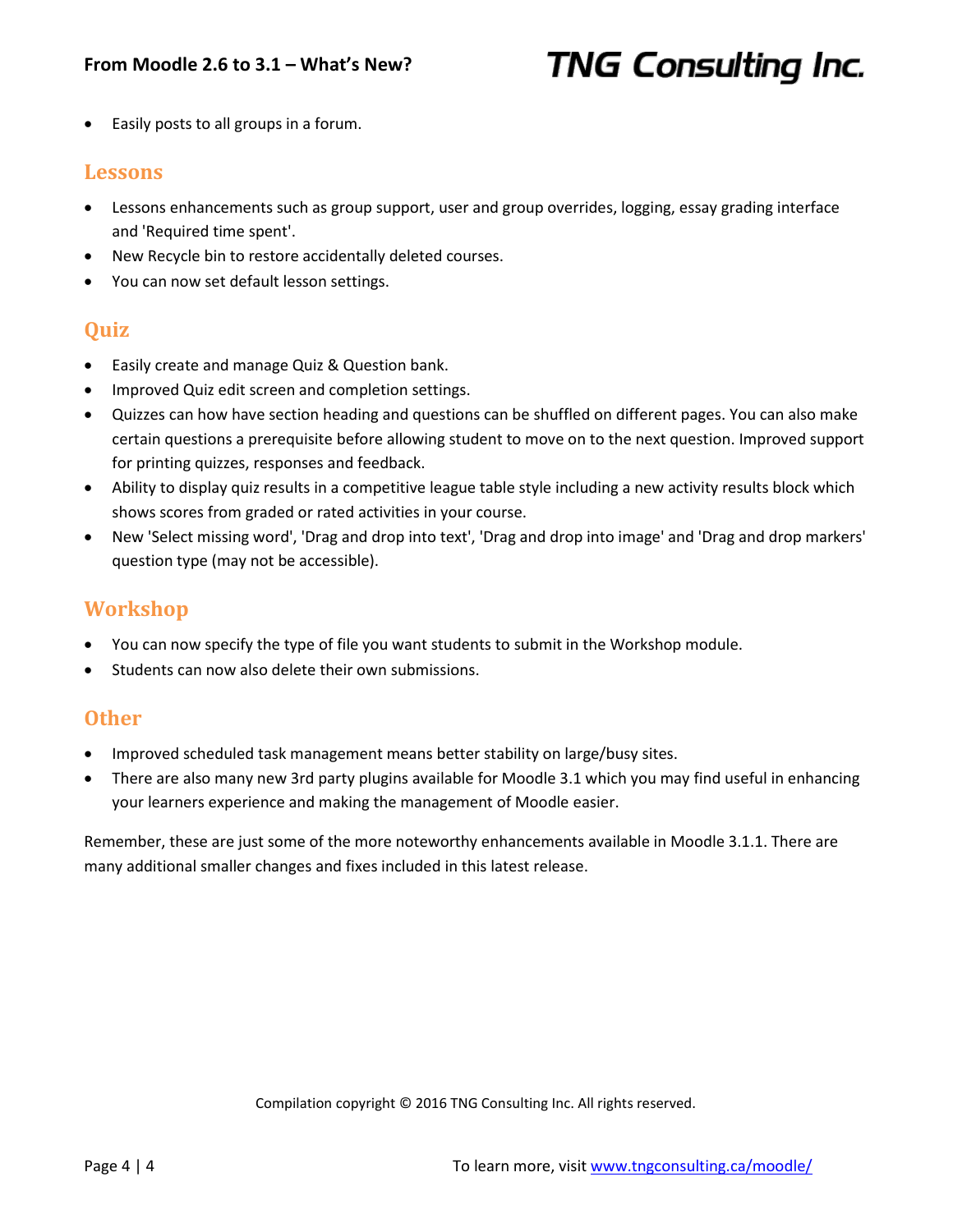- Easily posts to all groups in a forum.

## Lessons

- Lessons enhancements such as group support, user and group overrides, logging, essay grading interface and 'Required time spent'.
- New Recycle bin to restore accidentally deleted courses.
- You can now set default lesson settings.

## Quiz

- Easily create and manage Quiz & Question bank.
- Improved Quiz edit screen and completion settings.
- Quizzes can how have section heading and questions can be shuffled on different pages. You can also make certain questions a prerequisite before allowing student to move on to the next question. Improved support for printing quizzes, responses and feedback.
- Ability to display quiz results in a competitive league table style including a new activity results block which shows scores from graded or rated activities in your course.
- New 'Select missing word', 'Drag and drop into text', 'Drag and drop into image' and 'Drag and drop markers' question type (may not be accessible).

## Workshop

- You can now specify the type of file you want students to submit in the Workshop module.
- Students can now also delete their own submissions.

## Other

- Improved scheduled task management means better stability on large/busy sites.
- There are also many new 3rd party plugins available for Moodle 3.1 which you may find useful in enhancing your learners experience and making the management of Moodle easier.

Remember, these are just some of the more noteworthy enhancements available in Moodle 3.1.1. There are many additional smaller changes and fixes included in this latest release.

Compilation copyright © 2016 TNG Consulting Inc. All rights reserved.

To learn more, visit [www.tngconsulting.ca/moodle/](www.tngconsulting.ca/moodle/)